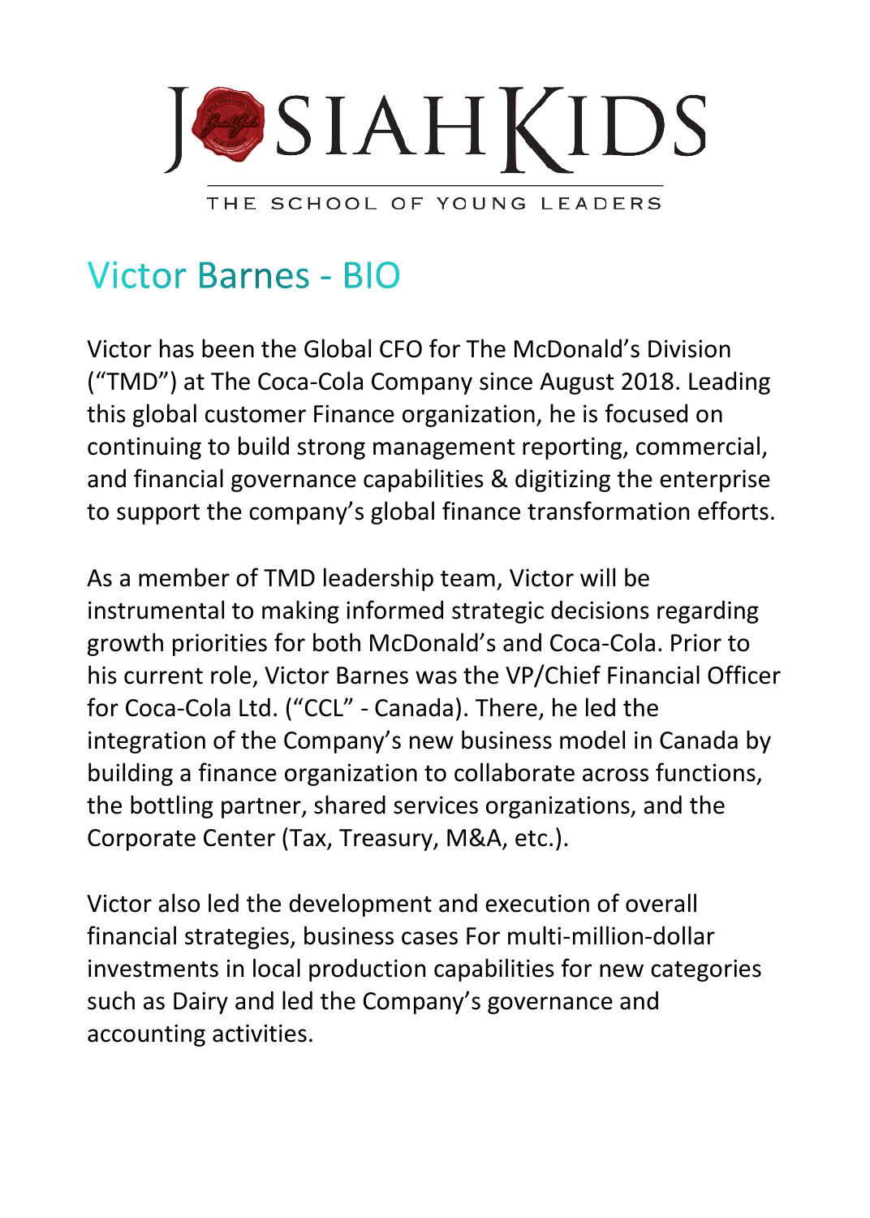# JOSIAHKIDS

THE SCHOOL OF YOUNG LEADERS

## Victor Barnes - BIO

Victor has been the Global CFO for The McDonald's Division ("TMD") at The Coca-Cola Company since August 2018. Leading this global customer Finance organization, he is focused on continuing to build strong management reporting, commercial, and financial governance capabilities & digitizing the enterprise to support the company's global finance transformation efforts.

As a member of TMD leadership team, Victor will be instrumental to making informed strategic decisions regarding growth priorities for both McDonald's and Coca-Cola. Prior to his current role, Victor Barnes was the VP/Chief Financial Officer for Coca-Cola Ltd. ("CCL" - Canada). There, he led the integration of the Company's new business model in Canada by building a finance organization to collaborate across functions, the bottling partner, shared services organizations, and the Corporate Center (Tax, Treasury, M&A, etc.).

Victor also led the development and execution of overall financial strategies, business cases For multi-million-dollar investments in local production capabilities for new categories such as Dairy and led the Company's governance and accounting activities.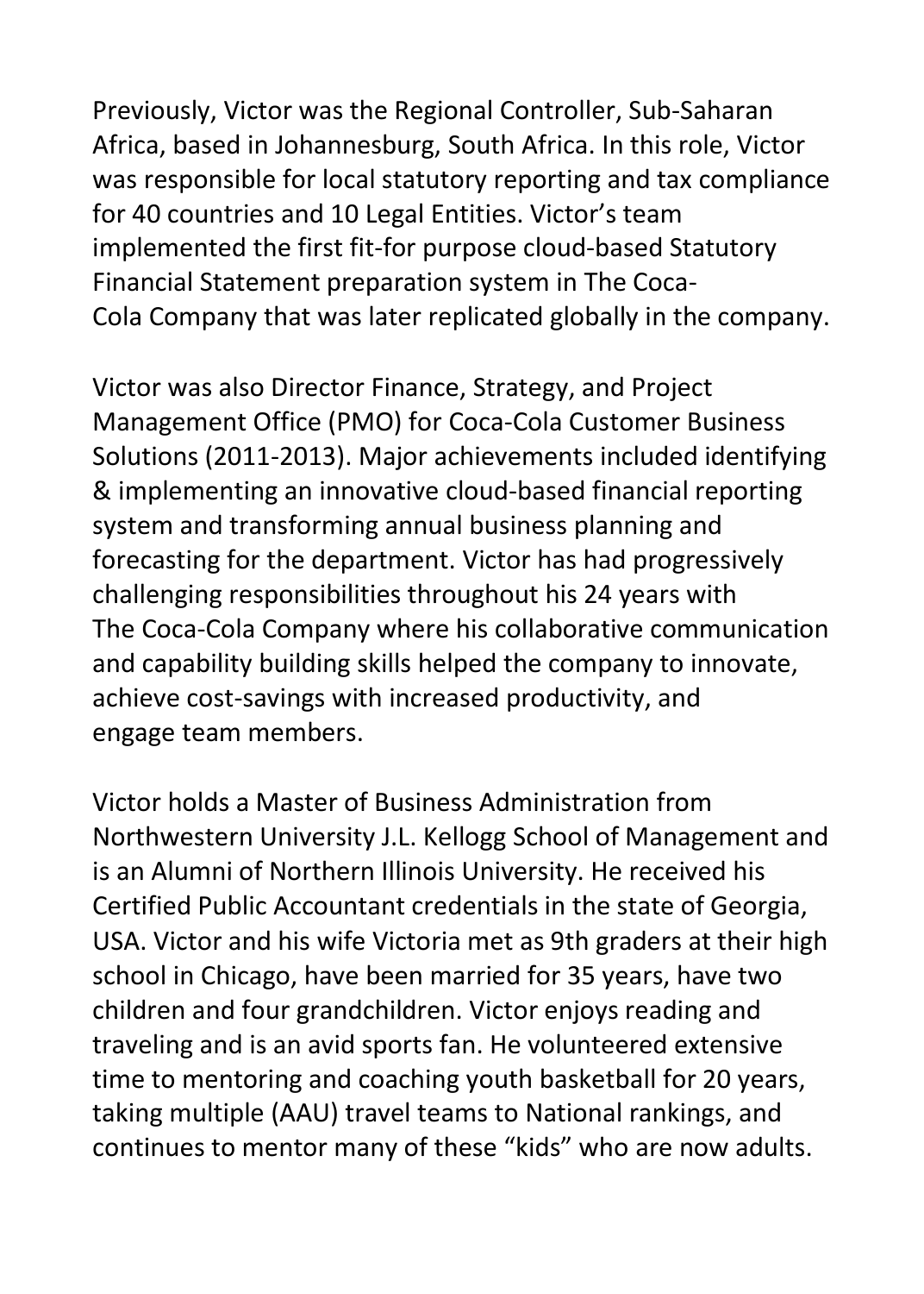Previously, Victor was the Regional Controller, Sub-Saharan Africa, based in Johannesburg, South Africa. In this role, Victor was responsible for local statutory reporting and tax compliance for 40 countries and 10 Legal Entities. Victor's team implemented the first fit-for purpose cloud-based Statutory Financial Statement preparation system in The Coca-Cola Company that was later replicated globally in the company.

Victor was also Director Finance, Strategy, and Project Management Office (PMO) for Coca-Cola Customer Business Solutions (2011-2013). Major achievements included identifying & implementing an innovative cloud-based financial reporting system and transforming annual business planning and forecasting for the department. Victor has had progressively challenging responsibilities throughout his 24 years with The Coca-Cola Company where his collaborative communication and capability building skills helped the company to innovate, achieve cost-savings with increased productivity, and engage team members.

Victor holds a Master of Business Administration from Northwestern University J.L. Kellogg School of Management and is an Alumni of Northern Illinois University. He received his Certified Public Accountant credentials in the state of Georgia, USA. Victor and his wife Victoria met as 9th graders at their high school in Chicago, have been married for 35 years, have two children and four grandchildren. Victor enjoys reading and traveling and is an avid sports fan. He volunteered extensive time to mentoring and coaching youth basketball for 20 years, taking multiple (AAU) travel teams to National rankings, and continues to mentor many of these "kids" who are now adults.